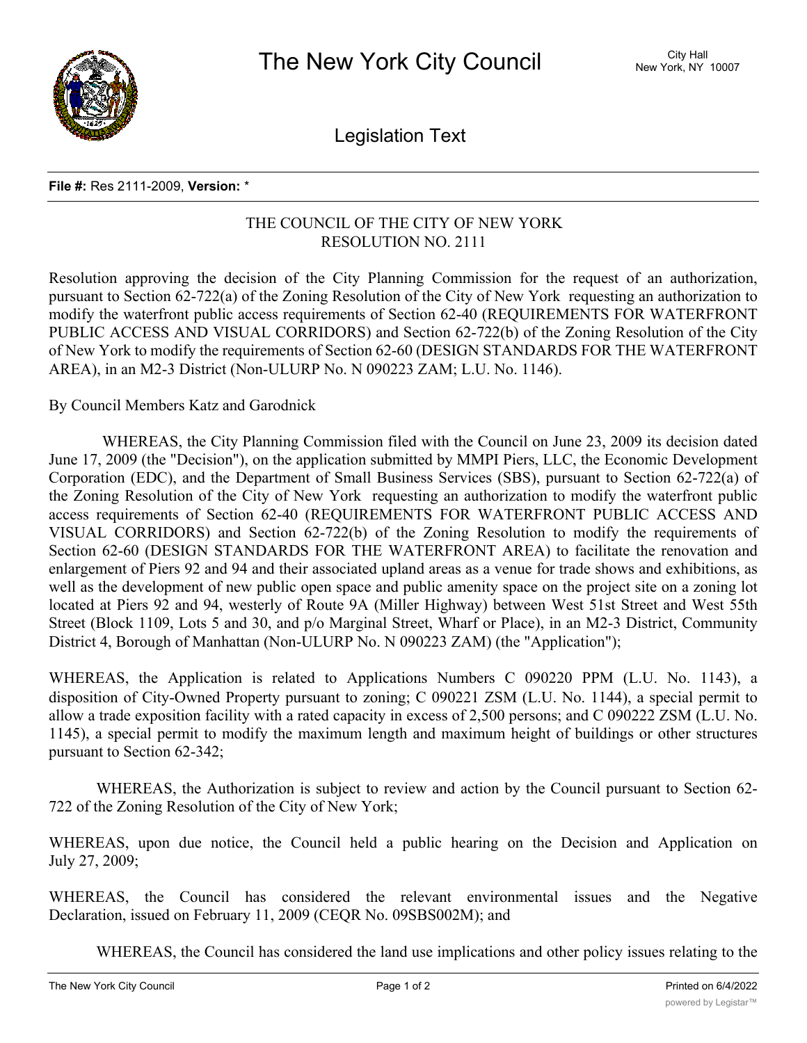# The New York City Council

City Hall
New York, NY 10007

## Legislation Text

**File #:** Res 2111-2009, **Version:** *

THE COUNCIL OF THE CITY OF NEW YORK
RESOLUTION NO. 2111

Resolution approving the decision of the City Planning Commission for the request of an authorization, pursuant to Section 62-722(a) of the Zoning Resolution of the City of New York requesting an authorization to modify the waterfront public access requirements of Section 62-40 (REQUIREMENTS FOR WATERFRONT PUBLIC ACCESS AND VISUAL CORRIDORS) and Section 62-722(b) of the Zoning Resolution of the City of New York to modify the requirements of Section 62-60 (DESIGN STANDARDS FOR THE WATERFRONT AREA), in an M2-3 District (Non-ULURP No. N 090223 ZAM; L.U. No. 1146).

By Council Members Katz and Garodnick

WHEREAS, the City Planning Commission filed with the Council on June 23, 2009 its decision dated June 17, 2009 (the "Decision"), on the application submitted by MMPI Piers, LLC, the Economic Development Corporation (EDC), and the Department of Small Business Services (SBS), pursuant to Section 62-722(a) of the Zoning Resolution of the City of New York requesting an authorization to modify the waterfront public access requirements of Section 62-40 (REQUIREMENTS FOR WATERFRONT PUBLIC ACCESS AND VISUAL CORRIDORS) and Section 62-722(b) of the Zoning Resolution to modify the requirements of Section 62-60 (DESIGN STANDARDS FOR THE WATERFRONT AREA) to facilitate the renovation and enlargement of Piers 92 and 94 and their associated upland areas as a venue for trade shows and exhibitions, as well as the development of new public open space and public amenity space on the project site on a zoning lot located at Piers 92 and 94, westerly of Route 9A (Miller Highway) between West 51st Street and West 55th Street (Block 1109, Lots 5 and 30, and p/o Marginal Street, Wharf or Place), in an M2-3 District, Community District 4, Borough of Manhattan (Non-ULURP No. N 090223 ZAM) (the "Application");

WHEREAS, the Application is related to Applications Numbers C 090220 PPM (L.U. No. 1143), a disposition of City-Owned Property pursuant to zoning; C 090221 ZSM (L.U. No. 1144), a special permit to allow a trade exposition facility with a rated capacity in excess of 2,500 persons; and C 090222 ZSM (L.U. No. 1145), a special permit to modify the maximum length and maximum height of buildings or other structures pursuant to Section 62-342;

WHEREAS, the Authorization is subject to review and action by the Council pursuant to Section 62-722 of the Zoning Resolution of the City of New York;

WHEREAS, upon due notice, the Council held a public hearing on the Decision and Application on July 27, 2009;

WHEREAS, the Council has considered the relevant environmental issues and the Negative Declaration, issued on February 11, 2009 (CEQR No. 09SBS002M); and

WHEREAS, the Council has considered the land use implications and other policy issues relating to the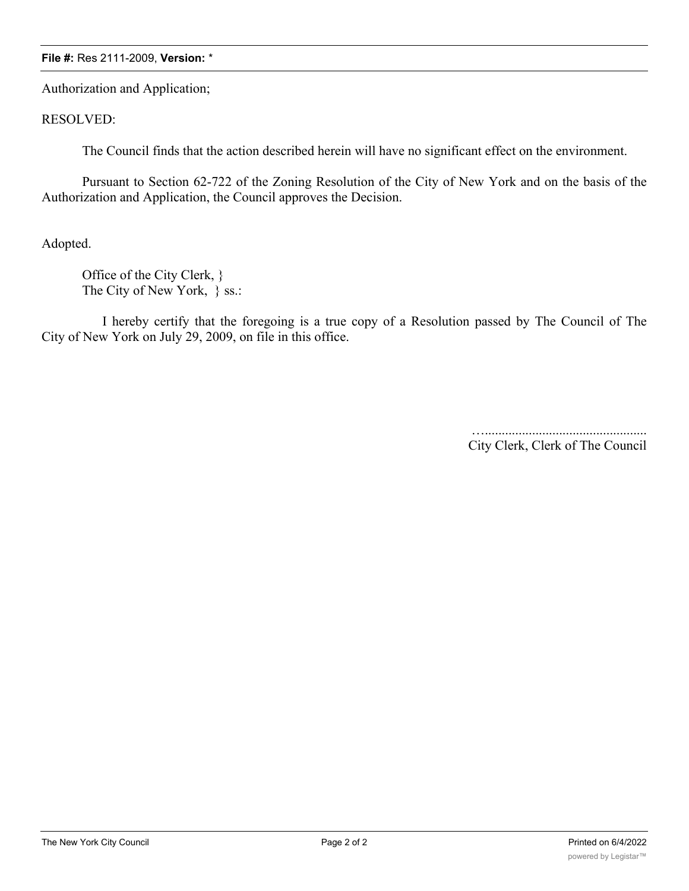Authorization and Application;

RESOLVED:

The Council finds that the action described herein will have no significant effect on the environment.

Pursuant to Section 62-722 of the Zoning Resolution of the City of New York and on the basis of the Authorization and Application, the Council approves the Decision.

Adopted.

Office of the City Clerk, }
The City of New York, } ss.:

I hereby certify that the foregoing is a true copy of a Resolution passed by The Council of The City of New York on July 29, 2009, on file in this office.

…...............................................
City Clerk, Clerk of The Council